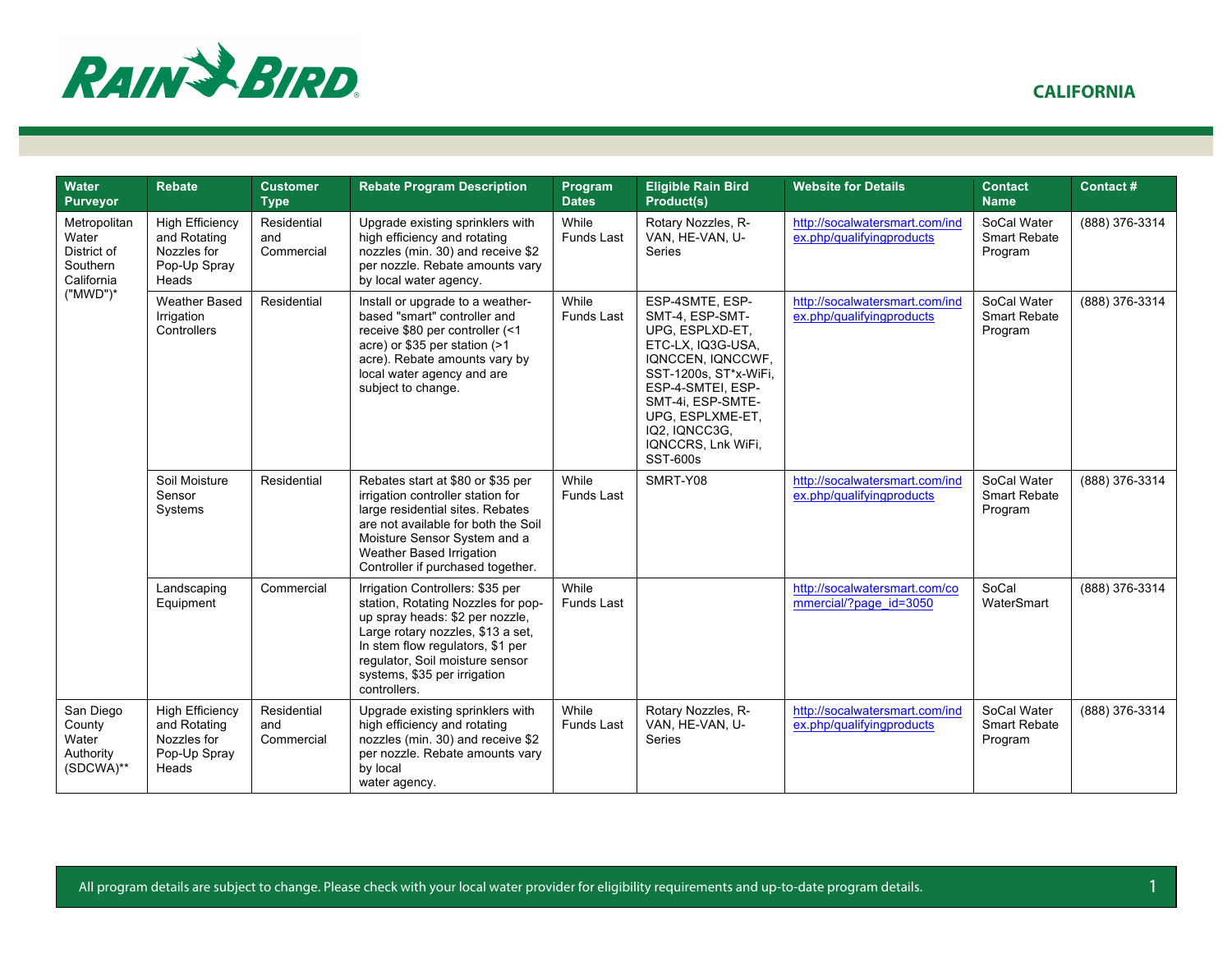# CALIFORNIA

| Water Purveyor | Rebate | Customer Type | Rebate Program Description | Program Dates | Eligible Rain Bird Product(s) | Website for Details | Contact Name | Contact # |
|---|---|---|---|---|---|---|---|---|
| Metropolitan Water District of Southern California ("MWD")* | High Efficiency and Rotating Nozzles for Pop-Up Spray Heads | Residential and Commercial | Upgrade existing sprinklers with high efficiency and rotating nozzles (min. 30) and receive $2 per nozzle. Rebate amounts vary by local water agency. | While Funds Last | Rotary Nozzles, R-VAN, HE-VAN, U-Series | http://socalwatersmart.com/index.php/qualifyingproducts | SoCal Water Smart Rebate Program | (888) 376-3314 |
| | Weather Based Irrigation Controllers | Residential | Install or upgrade to a weather-based "smart" controller and receive $80 per controller (<1 acre) or $35 per station (>1 acre). Rebate amounts vary by local water agency and are subject to change. | While Funds Last | ESP-4SMTE, ESP-SMT-4, ESP-SMT-UPG, ESPLXD-ET, ETC-LX, IQ3G-USA, IQNCCEN, IQNCCWF, SST-1200s, ST*x-WiFi, ESP-4-SMTEI, ESP-SMT-4i, ESP-SMTE-UPG, ESPLXME-ET, IQ2, IQNCC3G, IQNCCRS, Lnk WiFi, SST-600s | http://socalwatersmart.com/index.php/qualifyingproducts | SoCal Water Smart Rebate Program | (888) 376-3314 |
| | Soil Moisture Sensor Systems | Residential | Rebates start at $80 or $35 per irrigation controller station for large residential sites. Rebates are not available for both the Soil Moisture Sensor System and a Weather Based Irrigation Controller if purchased together. | While Funds Last | SMRT-Y08 | http://socalwatersmart.com/index.php/qualifyingproducts | SoCal Water Smart Rebate Program | (888) 376-3314 |
| | Landscaping Equipment | Commercial | Irrigation Controllers: $35 per station, Rotating Nozzles for pop-up spray heads: $2 per nozzle, Large rotary nozzles, $13 a set, In stem flow regulators, $1 per regulator, Soil moisture sensor systems, $35 per irrigation controllers. | While Funds Last | | http://socalwatersmart.com/commercial/?page_id=3050 | SoCal WaterSmart | (888) 376-3314 |
| San Diego County Water Authority (SDCWA)** | High Efficiency and Rotating Nozzles for Pop-Up Spray Heads | Residential and Commercial | Upgrade existing sprinklers with high efficiency and rotating nozzles (min. 30) and receive $2 per nozzle. Rebate amounts vary by local water agency. | While Funds Last | Rotary Nozzles, R-VAN, HE-VAN, U-Series | http://socalwatersmart.com/index.php/qualifyingproducts | SoCal Water Smart Rebate Program | (888) 376-3314 |

All program details are subject to change. Please check with your local water provider for eligibility requirements and up-to-date program details.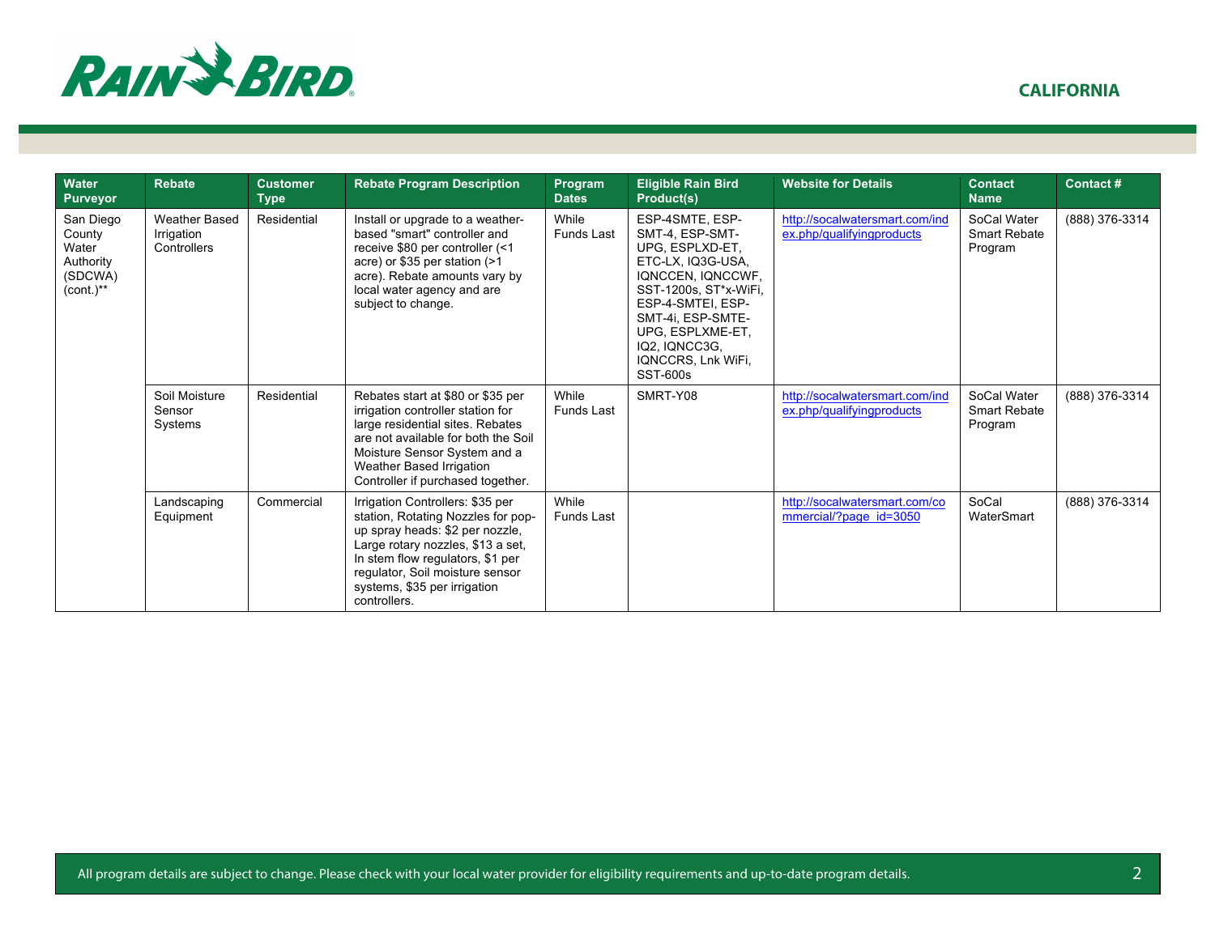CALIFORNIA

| Water Purveyor | Rebate | Customer Type | Rebate Program Description | Program Dates | Eligible Rain Bird Product(s) | Website for Details | Contact Name | Contact # |
|---|---|---|---|---|---|---|---|---|
| San Diego County Water Authority (SDCWA) (cont.)** | Weather Based Irrigation Controllers | Residential | Install or upgrade to a weather-based "smart" controller and receive $80 per controller (<1 acre) or $35 per station (>1 acre). Rebate amounts vary by local water agency and are subject to change. | While Funds Last | ESP-4SMTE, ESP-SMT-4, ESP-SMT-UPG, ESPLXD-ET, ETC-LX, IQ3G-USA, IQNCCEN, IQNCCWF, SST-1200s, ST*x-WiFi, ESP-4-SMTEI, ESP-SMT-4i, ESP-SMTE-UPG, ESPLXME-ET, IQ2, IQNCC3G, IQNCCRS, Lnk WiFi, SST-600s | http://socalwatersmart.com/index.php/qualifyingproducts | SoCal Water Smart Rebate Program | (888) 376-3314 |
| | Soil Moisture Sensor Systems | Residential | Rebates start at $80 or $35 per irrigation controller station for large residential sites. Rebates are not available for both the Soil Moisture Sensor System and a Weather Based Irrigation Controller if purchased together. | While Funds Last | SMRT-Y08 | http://socalwatersmart.com/index.php/qualifyingproducts | SoCal Water Smart Rebate Program | (888) 376-3314 |
| | Landscaping Equipment | Commercial | Irrigation Controllers: $35 per station, Rotating Nozzles for pop-up spray heads: $2 per nozzle, Large rotary nozzles, $13 a set, In stem flow regulators, $1 per regulator, Soil moisture sensor systems, $35 per irrigation controllers. | While Funds Last | | http://socalwatersmart.com/commercial/?page_id=3050 | SoCal WaterSmart | (888) 376-3314 |

All program details are subject to change. Please check with your local water provider for eligibility requirements and up-to-date program details.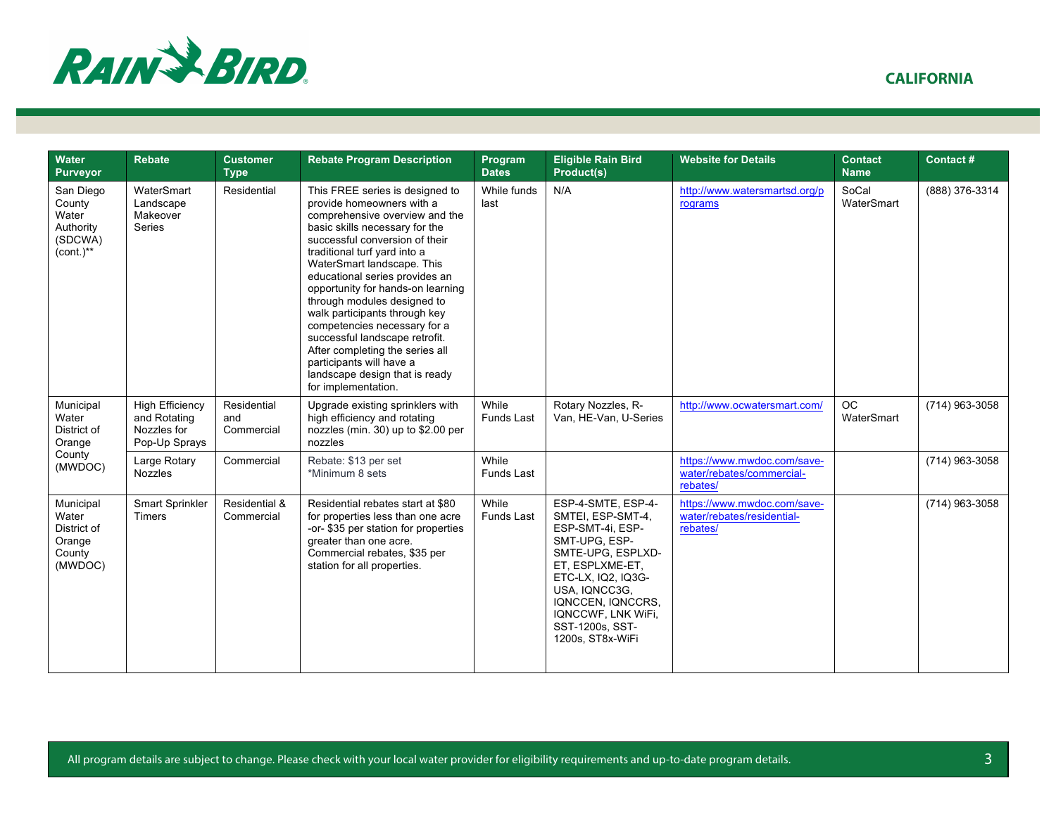RAIN BIRD

CALIFORNIA

| Water Purveyor | Rebate | Customer Type | Rebate Program Description | Program Dates | Eligible Rain Bird Product(s) | Website for Details | Contact Name | Contact # |
|---|---|---|---|---|---|---|---|---|
| San Diego County Water Authority (SDCWA) (cont.)** | WaterSmart Landscape Makeover Series | Residential | This FREE series is designed to provide homeowners with a comprehensive overview and the basic skills necessary for the successful conversion of their traditional turf yard into a WaterSmart landscape. This educational series provides an opportunity for hands-on learning through modules designed to walk participants through key competencies necessary for a successful landscape retrofit. After completing the series all participants will have a landscape design that is ready for implementation. | While funds last | N/A | http://www.watersmartsd.org/programs | SoCal WaterSmart | (888) 376-3314 |
| Municipal Water District of Orange County (MWDOC) | High Efficiency and Rotating Nozzles for Pop-Up Sprays | Residential and Commercial | Upgrade existing sprinklers with high efficiency and rotating nozzles (min. 30) up to $2.00 per nozzles | While Funds Last | Rotary Nozzles, R-Van, HE-Van, U-Series | http://www.ocwatersmart.com/ | OC WaterSmart | (714) 963-3058 |
| | Large Rotary Nozzles | Commercial | Rebate: $13 per set<br>*Minimum 8 sets | While Funds Last | | https://www.mwdoc.com/save-water/rebates/commercial-rebates/ | | (714) 963-3058 |
| Municipal Water District of Orange County (MWDOC) | Smart Sprinkler Timers | Residential & Commercial | Residential rebates start at $80 for properties less than one acre -or- $35 per station for properties greater than one acre. Commercial rebates, $35 per station for all properties. | While Funds Last | ESP-4-SMTE, ESP-4-SMTEI, ESP-SMT-4, ESP-SMT-4i, ESP-SMT-UPG, ESP-SMTE-UPG, ESPLXD-ET, ESPLXME-ET, ETC-LX, IQ2, IQ3G-USA, IQNCC3G, IQNCCEN, IQNCCRS, IQNCCWF, LNK WiFi, SST-1200s, SST-1200s, ST8x-WiFi | https://www.mwdoc.com/save-water/rebates/residential-rebates/ | | (714) 963-3058 |

All program details are subject to change. Please check with your local water provider for eligibility requirements and up-to-date program details.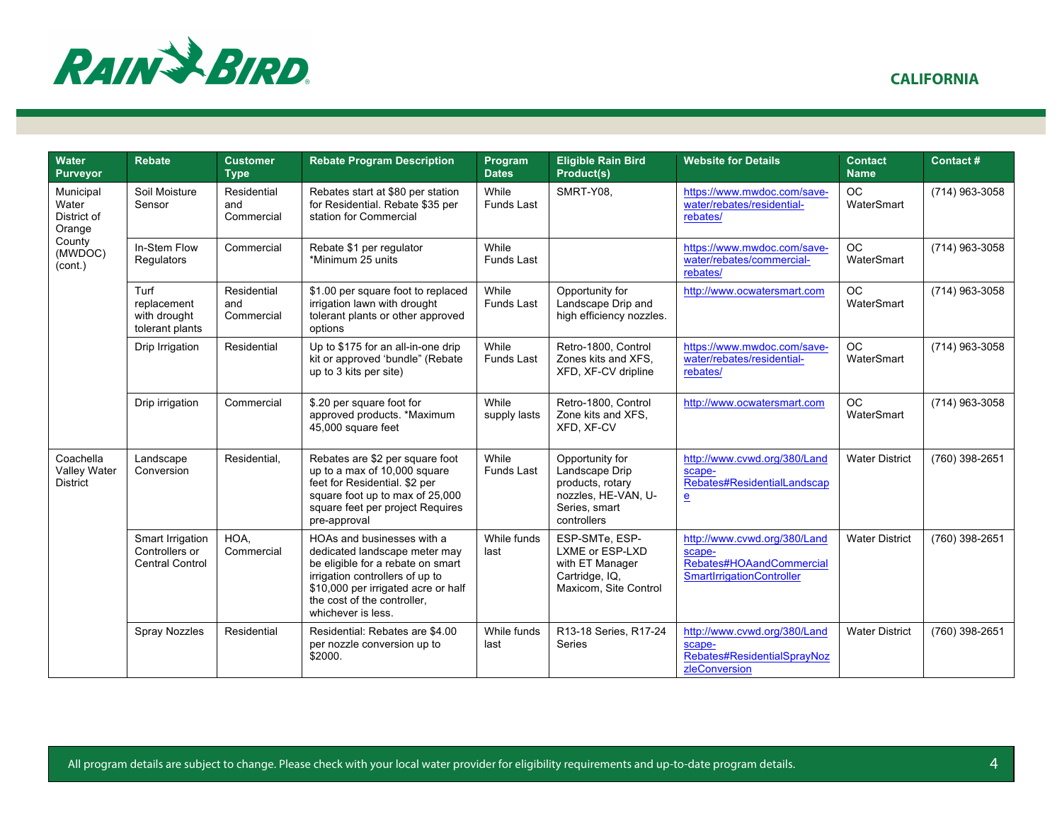CALIFORNIA

| Water Purveyor | Rebate | Customer Type | Rebate Program Description | Program Dates | Eligible Rain Bird Product(s) | Website for Details | Contact Name | Contact # |
|---|---|---|---|---|---|---|---|---|
| Municipal Water District of Orange County (MWDOC) (cont.) | Soil Moisture Sensor | Residential and Commercial | Rebates start at $80 per station for Residential. Rebate $35 per station for Commercial | While Funds Last | SMRT-Y08, | https://www.mwdoc.com/save-water/rebates/residential-rebates/ | OC WaterSmart | (714) 963-3058 |
| | In-Stem Flow Regulators | Commercial | Rebate $1 per regulator *Minimum 25 units | While Funds Last | | https://www.mwdoc.com/save-water/rebates/commercial-rebates/ | OC WaterSmart | (714) 963-3058 |
| | Turf replacement with drought tolerant plants | Residential and Commercial | $1.00 per square foot to replaced irrigation lawn with drought tolerant plants or other approved options | While Funds Last | Opportunity for Landscape Drip and high efficiency nozzles. | http://www.ocwatersmart.com | OC WaterSmart | (714) 963-3058 |
| | Drip Irrigation | Residential | Up to $175 for an all-in-one drip kit or approved 'bundle" (Rebate up to 3 kits per site) | While Funds Last | Retro-1800, Control Zones kits and XFS, XFD, XF-CV dripline | https://www.mwdoc.com/save-water/rebates/residential-rebates/ | OC WaterSmart | (714) 963-3058 |
| | Drip irrigation | Commercial | $.20 per square foot for approved products. *Maximum 45,000 square feet | While supply lasts | Retro-1800, Control Zone kits and XFS, XFD, XF-CV | http://www.ocwatersmart.com | OC WaterSmart | (714) 963-3058 |
| Coachella Valley Water District | Landscape Conversion | Residential, | Rebates are $2 per square foot up to a max of 10,000 square feet for Residential. $2 per square foot up to max of 25,000 square feet per project Requires pre-approval | While Funds Last | Opportunity for Landscape Drip products, rotary nozzles, HE-VAN, U-Series, smart controllers | http://www.cvwd.org/380/Landscape-Rebates#ResidentialLandscape | Water District | (760) 398-2651 |
| | Smart Irrigation Controllers or Central Control | HOA, Commercial | HOAs and businesses with a dedicated landscape meter may be eligible for a rebate on smart irrigation controllers of up to $10,000 per irrigated acre or half the cost of the controller, whichever is less. | While funds last | ESP-SMTe, ESP-LXME or ESP-LXD with ET Manager Cartridge, IQ, Maxicom, Site Control | http://www.cvwd.org/380/Landscape-Rebates#HOAandCommercialSmartIrrigationController | Water District | (760) 398-2651 |
| | Spray Nozzles | Residential | Residential: Rebates are $4.00 per nozzle conversion up to $2000. | While funds last | R13-18 Series, R17-24 Series | http://www.cvwd.org/380/Landscape-Rebates#ResidentialSprayNozzleConversion | Water District | (760) 398-2651 |

All program details are subject to change. Please check with your local water provider for eligibility requirements and up-to-date program details.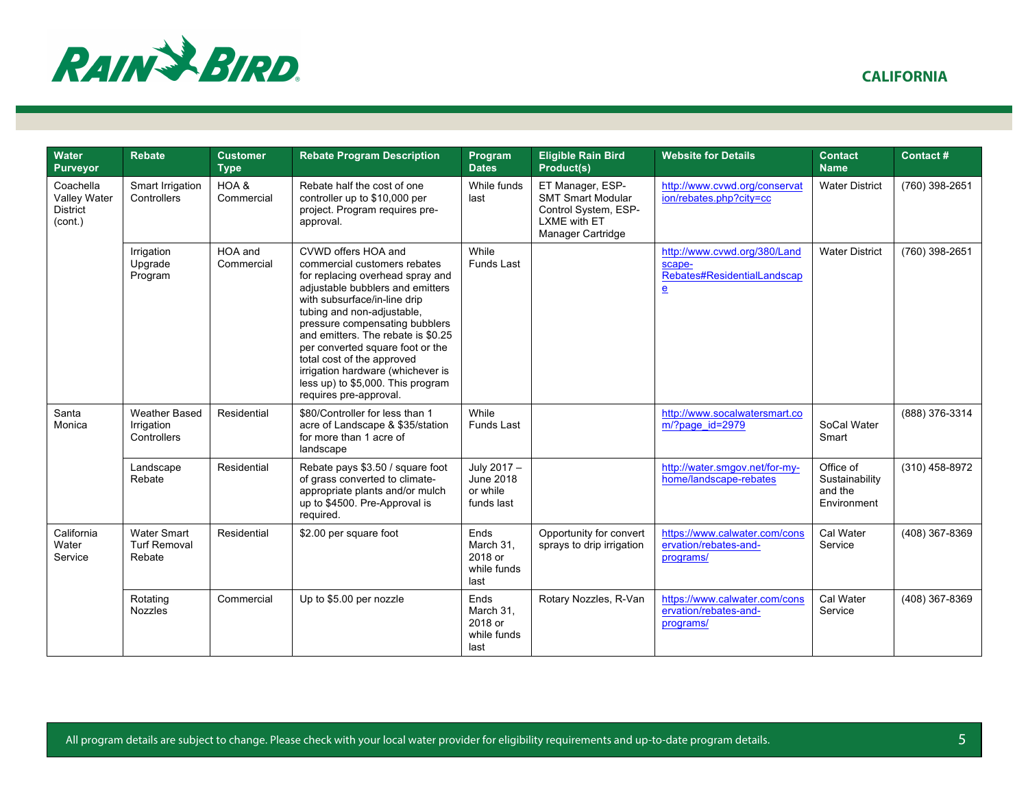CALIFORNIA

| Water Purveyor | Rebate | Customer Type | Rebate Program Description | Program Dates | Eligible Rain Bird Product(s) | Website for Details | Contact Name | Contact # |
|---|---|---|---|---|---|---|---|---|
| Coachella Valley Water District (cont.) | Smart Irrigation Controllers | HOA & Commercial | Rebate half the cost of one controller up to $10,000 per project. Program requires pre-approval. | While funds last | ET Manager, ESP-SMT Smart Modular Control System, ESP-LXME with ET Manager Cartridge | http://www.cvwd.org/conservation/rebates.php?city=cc | Water District | (760) 398-2651 |
| | Irrigation Upgrade Program | HOA and Commercial | CVWD offers HOA and commercial customers rebates for replacing overhead spray and adjustable bubblers and emitters with subsurface/in-line drip tubing and non-adjustable, pressure compensating bubblers and emitters. The rebate is $0.25 per converted square foot or the total cost of the approved irrigation hardware (whichever is less up) to $5,000. This program requires pre-approval. | While Funds Last | | http://www.cvwd.org/380/Landscape-Rebates#ResidentialLandscape | Water District | (760) 398-2651 |
| Santa Monica | Weather Based Irrigation Controllers | Residential | $80/Controller for less than 1 acre of Landscape & $35/station for more than 1 acre of landscape | While Funds Last | | http://www.socalwatersmart.com/?page_id=2979 | SoCal Water Smart | (888) 376-3314 |
| | Landscape Rebate | Residential | Rebate pays $3.50 / square foot of grass converted to climate-appropriate plants and/or mulch up to $4500. Pre-Approval is required. | July 2017 – June 2018 or while funds last | | http://water.smgov.net/for-my-home/landscape-rebates | Office of Sustainability and the Environment | (310) 458-8972 |
| California Water Service | Water Smart Turf Removal Rebate | Residential | $2.00 per square foot | Ends March 31, 2018 or while funds last | Opportunity for convert sprays to drip irrigation | https://www.calwater.com/conservation/rebates-and-programs/ | Cal Water Service | (408) 367-8369 |
| | Rotating Nozzles | Commercial | Up to $5.00 per nozzle | Ends March 31, 2018 or while funds last | Rotary Nozzles, R-Van | https://www.calwater.com/conservation/rebates-and-programs/ | Cal Water Service | (408) 367-8369 |

All program details are subject to change. Please check with your local water provider for eligibility requirements and up-to-date program details.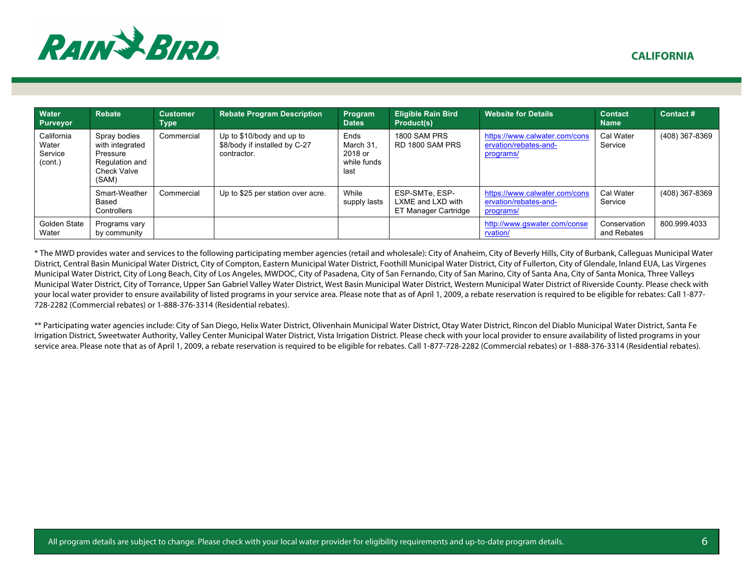CALIFORNIA

| Water Purveyor | Rebate | Customer Type | Rebate Program Description | Program Dates | Eligible Rain Bird Product(s) | Website for Details | Contact Name | Contact # |
|---|---|---|---|---|---|---|---|---|
| California Water Service (cont.) | Spray bodies with integrated Pressure Regulation and Check Valve (SAM) | Commercial | Up to $10/body and up to $8/body if installed by C-27 contractor. | Ends March 31, 2018 or while funds last | 1800 SAM PRS RD 1800 SAM PRS | https://www.calwater.com/conservation/rebates-and-programs/ | Cal Water Service | (408) 367-8369 |
| | Smart-Weather Based Controllers | Commercial | Up to $25 per station over acre. | While supply lasts | ESP-SMTe, ESP-LXME and LXD with ET Manager Cartridge | https://www.calwater.com/conservation/rebates-and-programs/ | Cal Water Service | (408) 367-8369 |
| Golden State Water | Programs vary by community | | | | | http://www.gswater.com/conservation/ | Conservation and Rebates | 800.999.4033 |

* The MWD provides water and services to the following participating member agencies (retail and wholesale): City of Anaheim, City of Beverly Hills, City of Burbank, Calleguas Municipal Water District, Central Basin Municipal Water District, City of Compton, Eastern Municipal Water District, Foothill Municipal Water District, City of Fullerton, City of Glendale, Inland EUA, Las Virgenes Municipal Water District, City of Long Beach, City of Los Angeles, MWDOC, City of Pasadena, City of San Fernando, City of San Marino, City of Santa Ana, City of Santa Monica, Three Valleys Municipal Water District, City of Torrance, Upper San Gabriel Valley Water District, West Basin Municipal Water District, Western Municipal Water District of Riverside County. Please check with your local water provider to ensure availability of listed programs in your service area. Please note that as of April 1, 2009, a rebate reservation is required to be eligible for rebates: Call 1-877-728-2282 (Commercial rebates) or 1-888-376-3314 (Residential rebates).

** Participating water agencies include: City of San Diego, Helix Water District, Olivenhain Municipal Water District, Otay Water District, Rincon del Diablo Municipal Water District, Santa Fe Irrigation District, Sweetwater Authority, Valley Center Municipal Water District, Vista Irrigation District. Please check with your local provider to ensure availability of listed programs in your service area. Please note that as of April 1, 2009, a rebate reservation is required to be eligible for rebates. Call 1-877-728-2282 (Commercial rebates) or 1-888-376-3314 (Residential rebates).

All program details are subject to change. Please check with your local water provider for eligibility requirements and up-to-date program details.